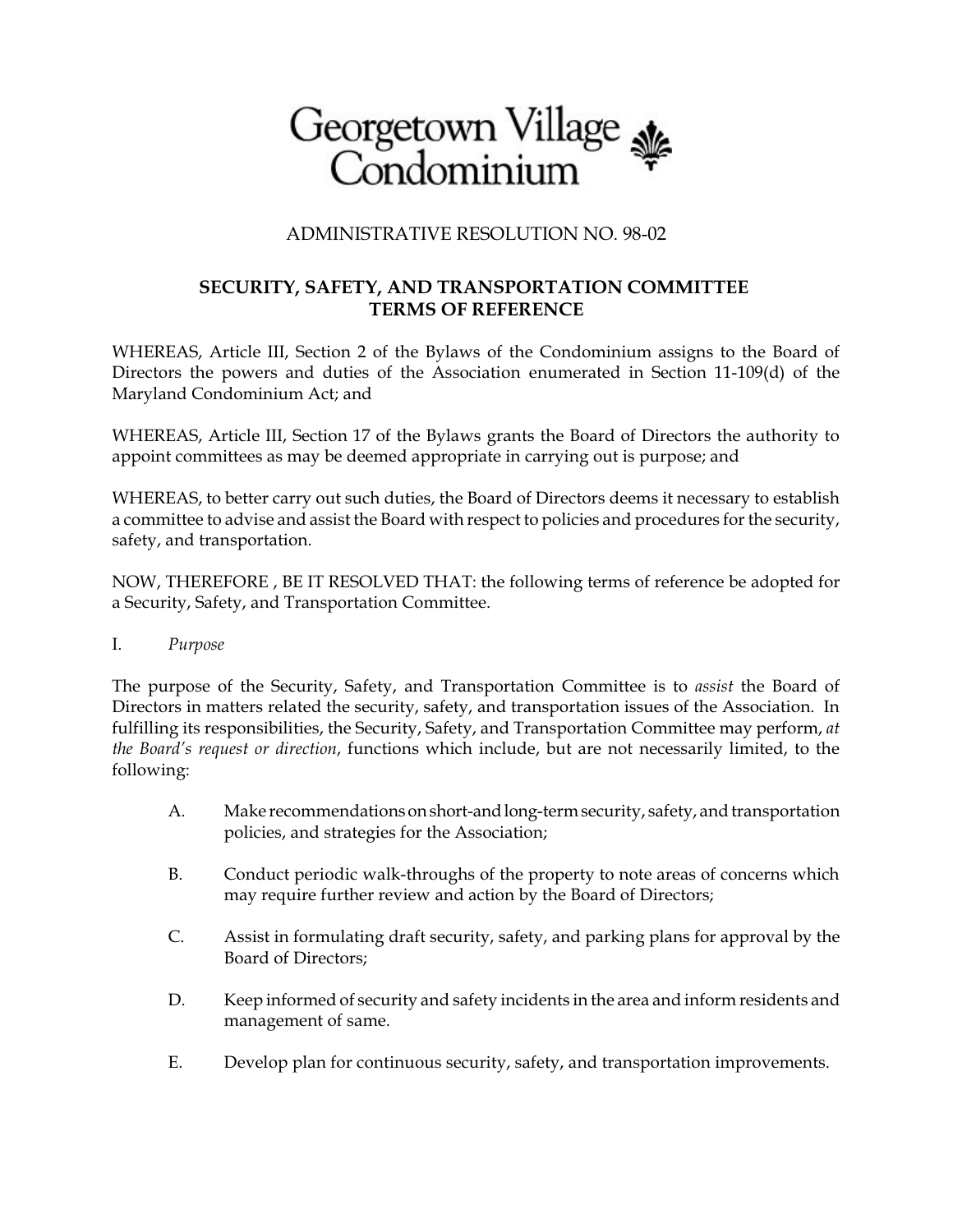# Georgetown Village Condominium

ADMINISTRATIVE RESOLUTION NO. 98-02

## SECURITY, SAFETY, AND TRANSPORTATION COMMITTEE TERMS OF REFERENCE

WHEREAS, Article III, Section 2 of the Bylaws of the Condominium assigns to the Board of Directors the powers and duties of the Association enumerated in Section 11-109(d) of the Maryland Condominium Act; and

WHEREAS, Article III, Section 17 of the Bylaws grants the Board of Directors the authority to appoint committees as may be deemed appropriate in carrying out is purpose; and

WHEREAS, to better carry out such duties, the Board of Directors deems it necessary to establish a committee to advise and assist the Board with respect to policies and procedures for the security, safety, and transportation.

NOW, THEREFORE , BE IT RESOLVED THAT: the following terms of reference be adopted for a Security, Safety, and Transportation Committee.

I. *Purpose*

The purpose of the Security, Safety, and Transportation Committee is to *assist* the Board of Directors in matters related the security, safety, and transportation issues of the Association. In fulfilling its responsibilities, the Security, Safety, and Transportation Committee may perform, *at the Board's request or direction*, functions which include, but are not necessarily limited, to the following:

A. Make recommendations on short-and long-term security, safety, and transportation policies, and strategies for the Association;

B. Conduct periodic walk-throughs of the property to note areas of concerns which may require further review and action by the Board of Directors;

C. Assist in formulating draft security, safety, and parking plans for approval by the Board of Directors;

D. Keep informed of security and safety incidents in the area and inform residents and management of same.

E. Develop plan for continuous security, safety, and transportation improvements.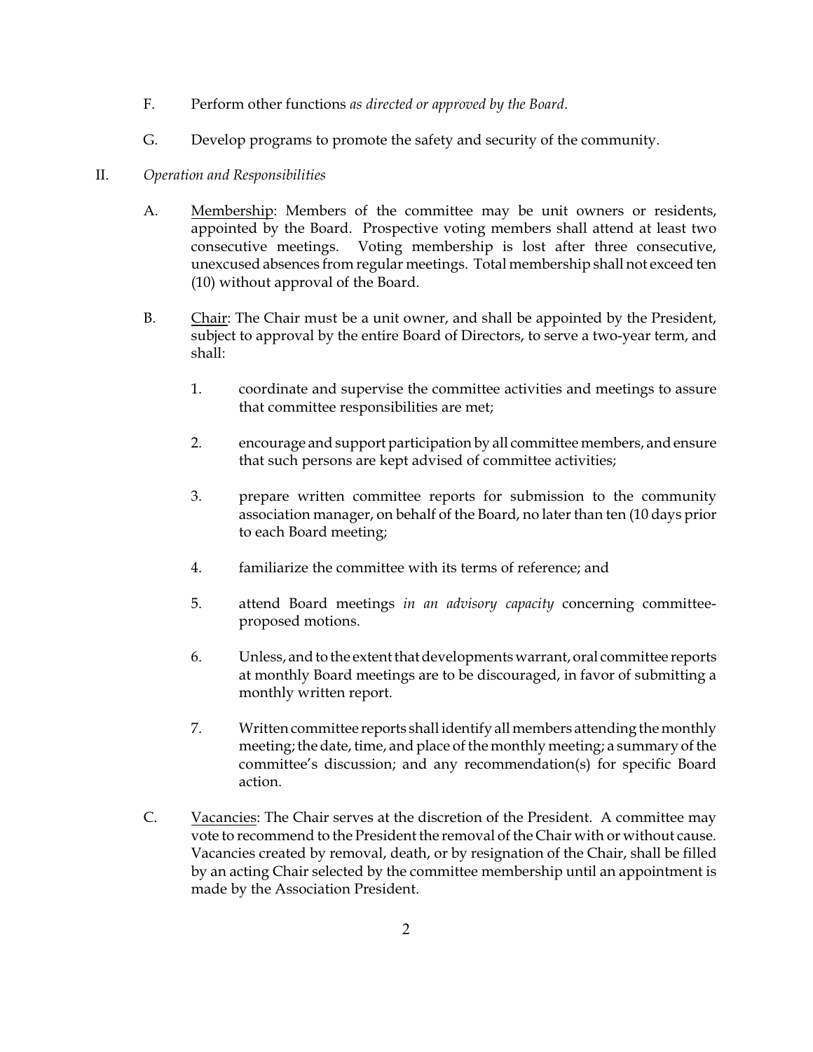F. Perform other functions *as directed or approved by the Board*.

G. Develop programs to promote the safety and security of the community.

II. *Operation and Responsibilities*

A. Membership: Members of the committee may be unit owners or residents, appointed by the Board. Prospective voting members shall attend at least two consecutive meetings. Voting membership is lost after three consecutive, unexcused absences from regular meetings. Total membership shall not exceed ten (10) without approval of the Board.

B. Chair: The Chair must be a unit owner, and shall be appointed by the President, subject to approval by the entire Board of Directors, to serve a two-year term, and shall:

1. coordinate and supervise the committee activities and meetings to assure that committee responsibilities are met;

2. encourage and support participation by all committee members, and ensure that such persons are kept advised of committee activities;

3. prepare written committee reports for submission to the community association manager, on behalf of the Board, no later than ten (10 days prior to each Board meeting;

4. familiarize the committee with its terms of reference; and

5. attend Board meetings *in an advisory capacity* concerning committee-proposed motions.

6. Unless, and to the extent that developments warrant, oral committee reports at monthly Board meetings are to be discouraged, in favor of submitting a monthly written report.

7. Written committee reports shall identify all members attending the monthly meeting; the date, time, and place of the monthly meeting; a summary of the committee's discussion; and any recommendation(s) for specific Board action.

C. Vacancies: The Chair serves at the discretion of the President. A committee may vote to recommend to the President the removal of the Chair with or without cause. Vacancies created by removal, death, or by resignation of the Chair, shall be filled by an acting Chair selected by the committee membership until an appointment is made by the Association President.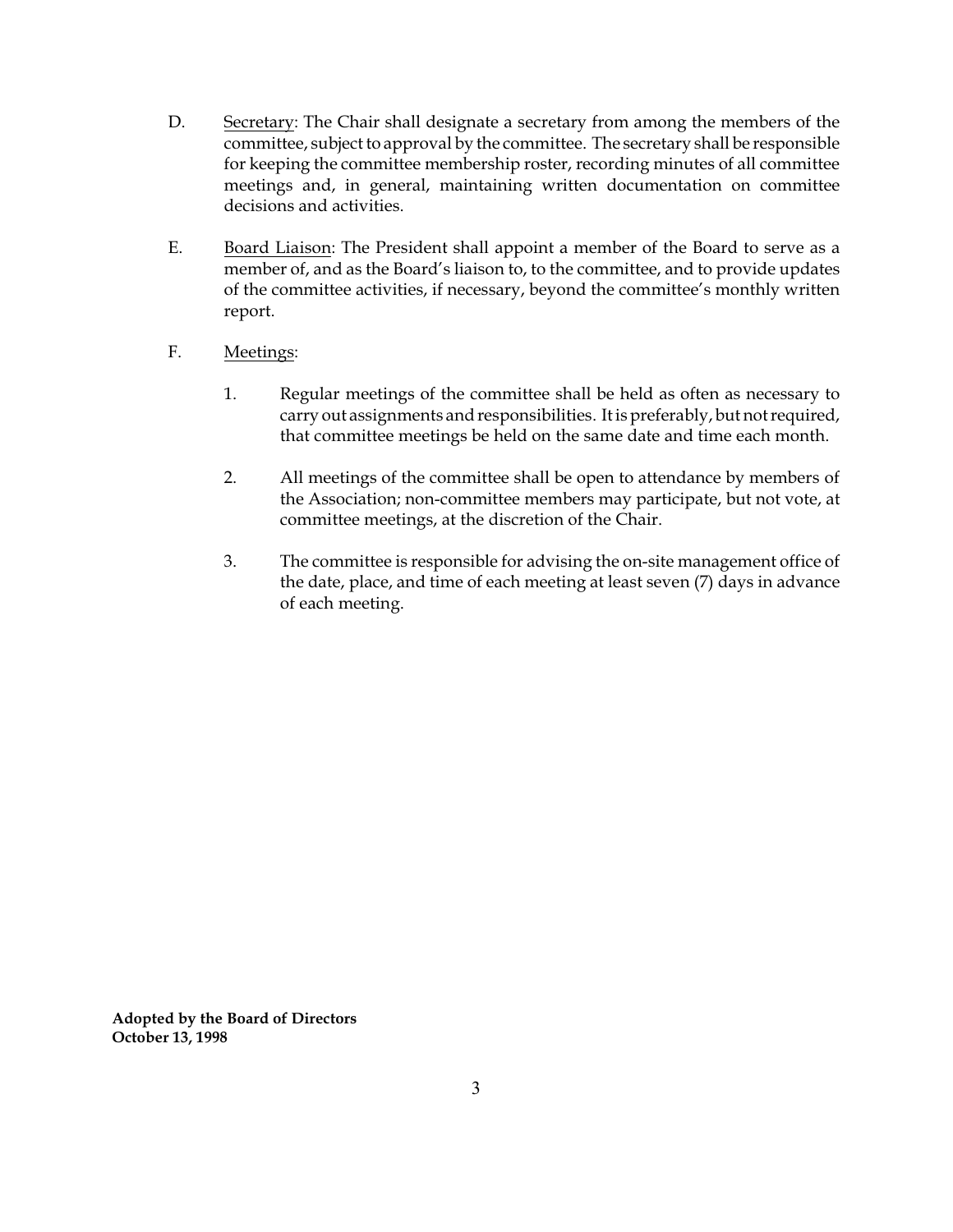D. Secretary: The Chair shall designate a secretary from among the members of the committee, subject to approval by the committee. The secretary shall be responsible for keeping the committee membership roster, recording minutes of all committee meetings and, in general, maintaining written documentation on committee decisions and activities.

E. Board Liaison: The President shall appoint a member of the Board to serve as a member of, and as the Board's liaison to, to the committee, and to provide updates of the committee activities, if necessary, beyond the committee's monthly written report.

F. Meetings:

1. Regular meetings of the committee shall be held as often as necessary to carry out assignments and responsibilities. It is preferably, but not required, that committee meetings be held on the same date and time each month.

2. All meetings of the committee shall be open to attendance by members of the Association; non-committee members may participate, but not vote, at committee meetings, at the discretion of the Chair.

3. The committee is responsible for advising the on-site management office of the date, place, and time of each meeting at least seven (7) days in advance of each meeting.

**Adopted by the Board of Directors**
**October 13, 1998**